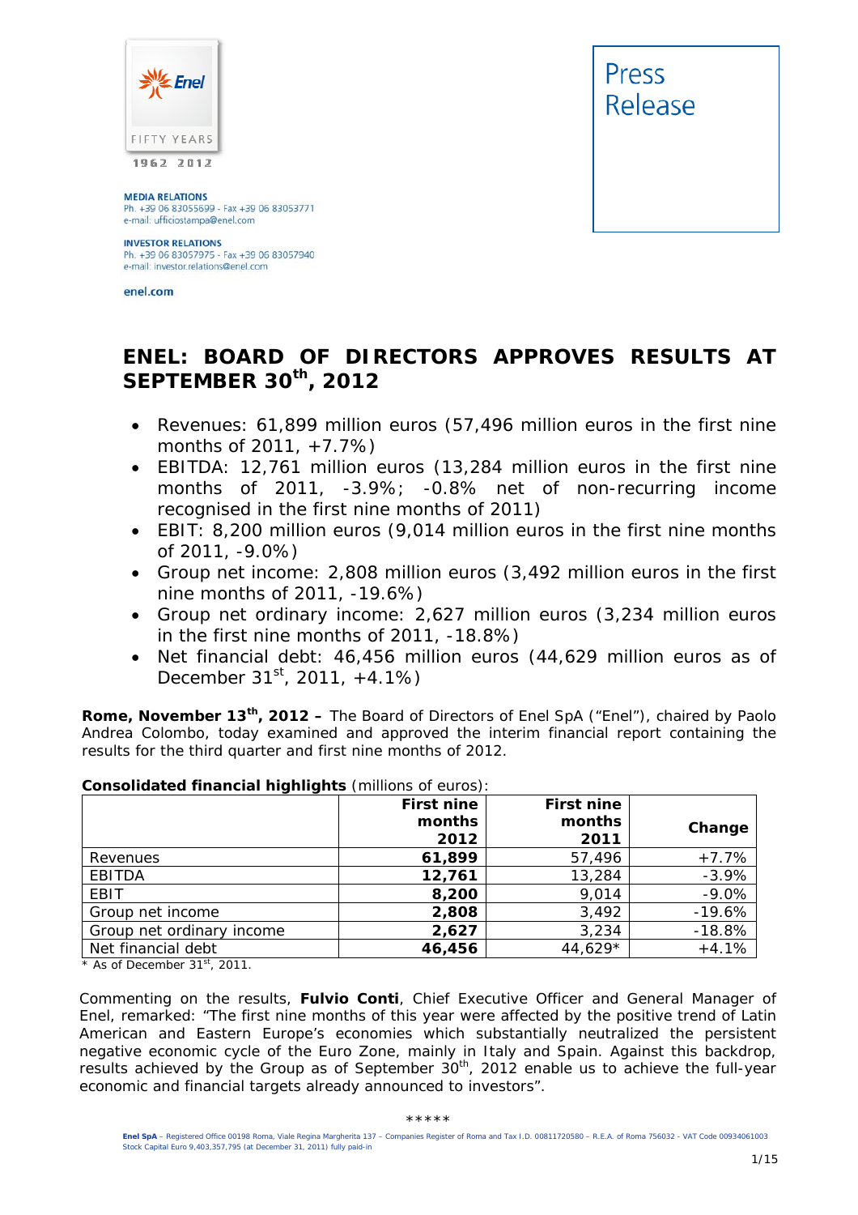MEDIA RELATIONS
Ph. +39 06 83055699 - Fax +39 06 83053771
e-mail: ufficiostampa@enel.com

INVESTOR RELATIONS
Ph. +39 06 83057975 - Fax +39 06 83057940
e-mail: investor.relations@enel.com

enel.com

Press Release

# ENEL: BOARD OF DIRECTORS APPROVES RESULTS AT SEPTEMBER 30th, 2012

- Revenues: 61,899 million euros (57,496 million euros in the first nine months of 2011, +7.7%)
- EBITDA: 12,761 million euros (13,284 million euros in the first nine months of 2011, -3.9%; -0.8% net of non-recurring income recognised in the first nine months of 2011)
- EBIT: 8,200 million euros (9,014 million euros in the first nine months of 2011, -9.0%)
- Group net income: 2,808 million euros (3,492 million euros in the first nine months of 2011, -19.6%)
- Group net ordinary income: 2,627 million euros (3,234 million euros in the first nine months of 2011, -18.8%)
- Net financial debt: 46,456 million euros (44,629 million euros as of December 31st, 2011, +4.1%)

**Rome, November 13th, 2012 –** The Board of Directors of Enel SpA ("Enel"), chaired by Paolo Andrea Colombo, today examined and approved the interim financial report containing the results for the third quarter and first nine months of 2012.

**Consolidated financial highlights** (millions of euros):

| | First nine months 2012 | First nine months 2011 | Change |
|---|---|---|---|
| Revenues | **61,899** | 57,496 | +7.7% |
| EBITDA | **12,761** | 13,284 | -3.9% |
| EBIT | **8,200** | 9,014 | -9.0% |
| Group net income | **2,808** | 3,492 | -19.6% |
| Group net ordinary income | **2,627** | 3,234 | -18.8% |
| Net financial debt | **46,456** | 44,629* | +4.1% |

\* As of December 31st, 2011.

Commenting on the results, **Fulvio Conti**, Chief Executive Officer and General Manager of Enel, remarked: "The first nine months of this year were affected by the positive trend of Latin American and Eastern Europe's economies which substantially neutralized the persistent negative economic cycle of the Euro Zone, mainly in Italy and Spain. Against this backdrop, results achieved by the Group as of September 30th, 2012 enable us to achieve the full-year economic and financial targets already announced to investors".

\*\*\*\*\*

**Enel SpA** – Registered Office 00198 Roma, Viale Regina Margherita 137 – Companies Register of Roma and Tax I.D. 00811720580 – R.E.A. of Roma 756032 - VAT Code 00934061003
Stock Capital Euro 9,403,357,795 (at December 31, 2011) fully paid-in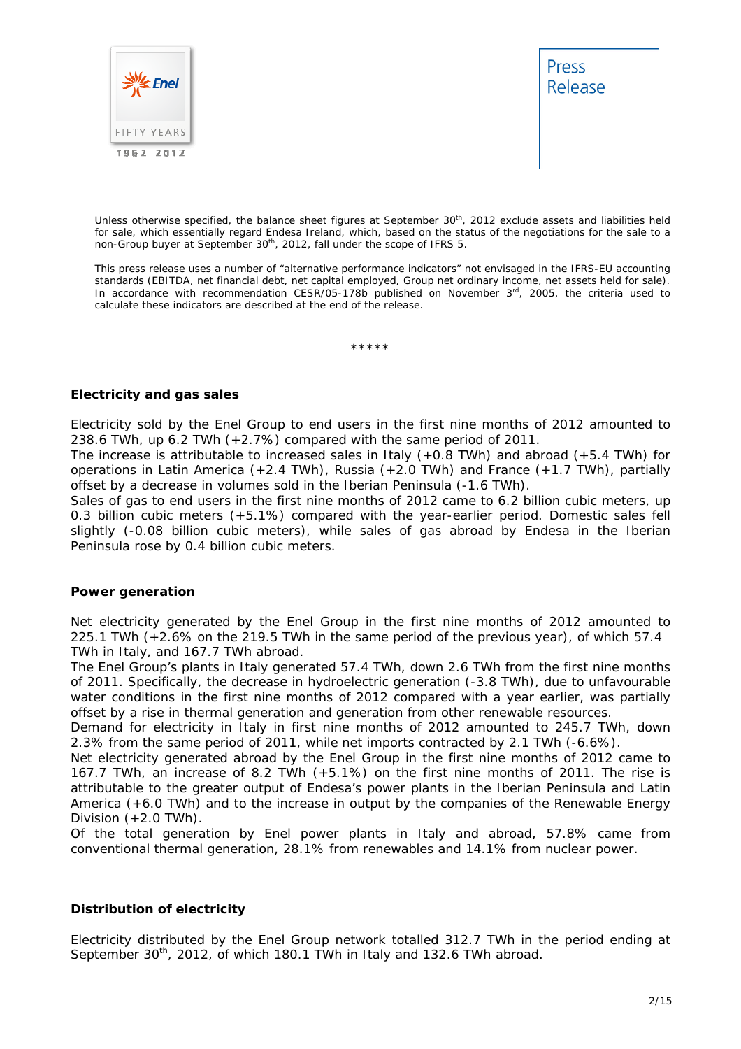Unless otherwise specified, the balance sheet figures at September 30th, 2012 exclude assets and liabilities held for sale, which essentially regard Endesa Ireland, which, based on the status of the negotiations for the sale to a non-Group buyer at September 30th, 2012, fall under the scope of IFRS 5.

This press release uses a number of "alternative performance indicators" not envisaged in the IFRS-EU accounting standards (EBITDA, net financial debt, net capital employed, Group net ordinary income, net assets held for sale). In accordance with recommendation CESR/05-178b published on November 3rd, 2005, the criteria used to calculate these indicators are described at the end of the release.

*****

## Electricity and gas sales

Electricity sold by the Enel Group to end users in the first nine months of 2012 amounted to 238.6 TWh, up 6.2 TWh (+2.7%) compared with the same period of 2011.
The increase is attributable to increased sales in Italy (+0.8 TWh) and abroad (+5.4 TWh) for operations in Latin America (+2.4 TWh), Russia (+2.0 TWh) and France (+1.7 TWh), partially offset by a decrease in volumes sold in the Iberian Peninsula (-1.6 TWh).
Sales of gas to end users in the first nine months of 2012 came to 6.2 billion cubic meters, up 0.3 billion cubic meters (+5.1%) compared with the year-earlier period. Domestic sales fell slightly (-0.08 billion cubic meters), while sales of gas abroad by Endesa in the Iberian Peninsula rose by 0.4 billion cubic meters.

## Power generation

Net electricity generated by the Enel Group in the first nine months of 2012 amounted to 225.1 TWh (+2.6% on the 219.5 TWh in the same period of the previous year), of which 57.4 TWh in Italy, and 167.7 TWh abroad.
The Enel Group's plants in Italy generated 57.4 TWh, down 2.6 TWh from the first nine months of 2011. Specifically, the decrease in hydroelectric generation (-3.8 TWh), due to unfavourable water conditions in the first nine months of 2012 compared with a year earlier, was partially offset by a rise in thermal generation and generation from other renewable resources.
Demand for electricity in Italy in first nine months of 2012 amounted to 245.7 TWh, down 2.3% from the same period of 2011, while net imports contracted by 2.1 TWh (-6.6%).
Net electricity generated abroad by the Enel Group in the first nine months of 2012 came to 167.7 TWh, an increase of 8.2 TWh (+5.1%) on the first nine months of 2011. The rise is attributable to the greater output of Endesa's power plants in the Iberian Peninsula and Latin America (+6.0 TWh) and to the increase in output by the companies of the Renewable Energy Division (+2.0 TWh).
Of the total generation by Enel power plants in Italy and abroad, 57.8% came from conventional thermal generation, 28.1% from renewables and 14.1% from nuclear power.

## Distribution of electricity

Electricity distributed by the Enel Group network totalled 312.7 TWh in the period ending at September 30th, 2012, of which 180.1 TWh in Italy and 132.6 TWh abroad.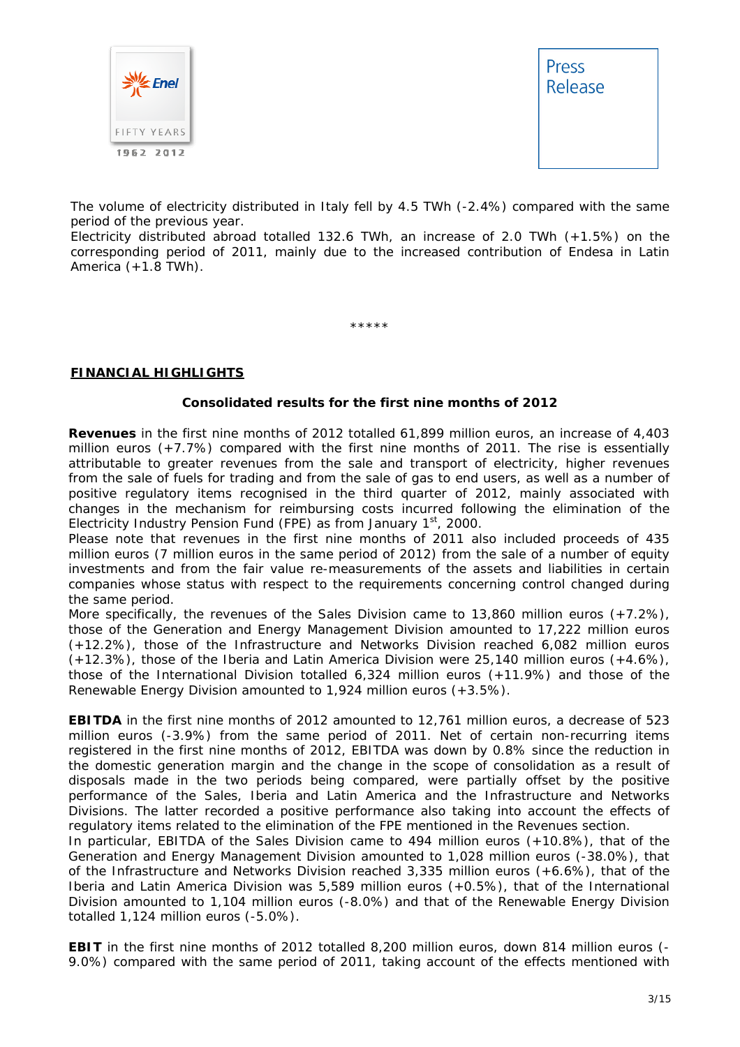The volume of electricity distributed in Italy fell by 4.5 TWh (-2.4%) compared with the same period of the previous year.
Electricity distributed abroad totalled 132.6 TWh, an increase of 2.0 TWh (+1.5%) on the corresponding period of 2011, mainly due to the increased contribution of Endesa in Latin America (+1.8 TWh).

*****

## FINANCIAL HIGHLIGHTS

### Consolidated results for the first nine months of 2012

**Revenues** in the first nine months of 2012 totalled 61,899 million euros, an increase of 4,403 million euros (+7.7%) compared with the first nine months of 2011. The rise is essentially attributable to greater revenues from the sale and transport of electricity, higher revenues from the sale of fuels for trading and from the sale of gas to end users, as well as a number of positive regulatory items recognised in the third quarter of 2012, mainly associated with changes in the mechanism for reimbursing costs incurred following the elimination of the Electricity Industry Pension Fund (FPE) as from January 1st, 2000.
Please note that revenues in the first nine months of 2011 also included proceeds of 435 million euros (7 million euros in the same period of 2012) from the sale of a number of equity investments and from the fair value re-measurements of the assets and liabilities in certain companies whose status with respect to the requirements concerning control changed during the same period.
More specifically, the revenues of the Sales Division came to 13,860 million euros (+7.2%), those of the Generation and Energy Management Division amounted to 17,222 million euros (+12.2%), those of the Infrastructure and Networks Division reached 6,082 million euros (+12.3%), those of the Iberia and Latin America Division were 25,140 million euros (+4.6%), those of the International Division totalled 6,324 million euros (+11.9%) and those of the Renewable Energy Division amounted to 1,924 million euros (+3.5%).

**EBITDA** in the first nine months of 2012 amounted to 12,761 million euros, a decrease of 523 million euros (-3.9%) from the same period of 2011. Net of certain non-recurring items registered in the first nine months of 2012, EBITDA was down by 0.8% since the reduction in the domestic generation margin and the change in the scope of consolidation as a result of disposals made in the two periods being compared, were partially offset by the positive performance of the Sales, Iberia and Latin America and the Infrastructure and Networks Divisions. The latter recorded a positive performance also taking into account the effects of regulatory items related to the elimination of the FPE mentioned in the Revenues section.
In particular, EBITDA of the Sales Division came to 494 million euros (+10.8%), that of the Generation and Energy Management Division amounted to 1,028 million euros (-38.0%), that of the Infrastructure and Networks Division reached 3,335 million euros (+6.6%), that of the Iberia and Latin America Division was 5,589 million euros (+0.5%), that of the International Division amounted to 1,104 million euros (-8.0%) and that of the Renewable Energy Division totalled 1,124 million euros (-5.0%).

**EBIT** in the first nine months of 2012 totalled 8,200 million euros, down 814 million euros (-9.0%) compared with the same period of 2011, taking account of the effects mentioned with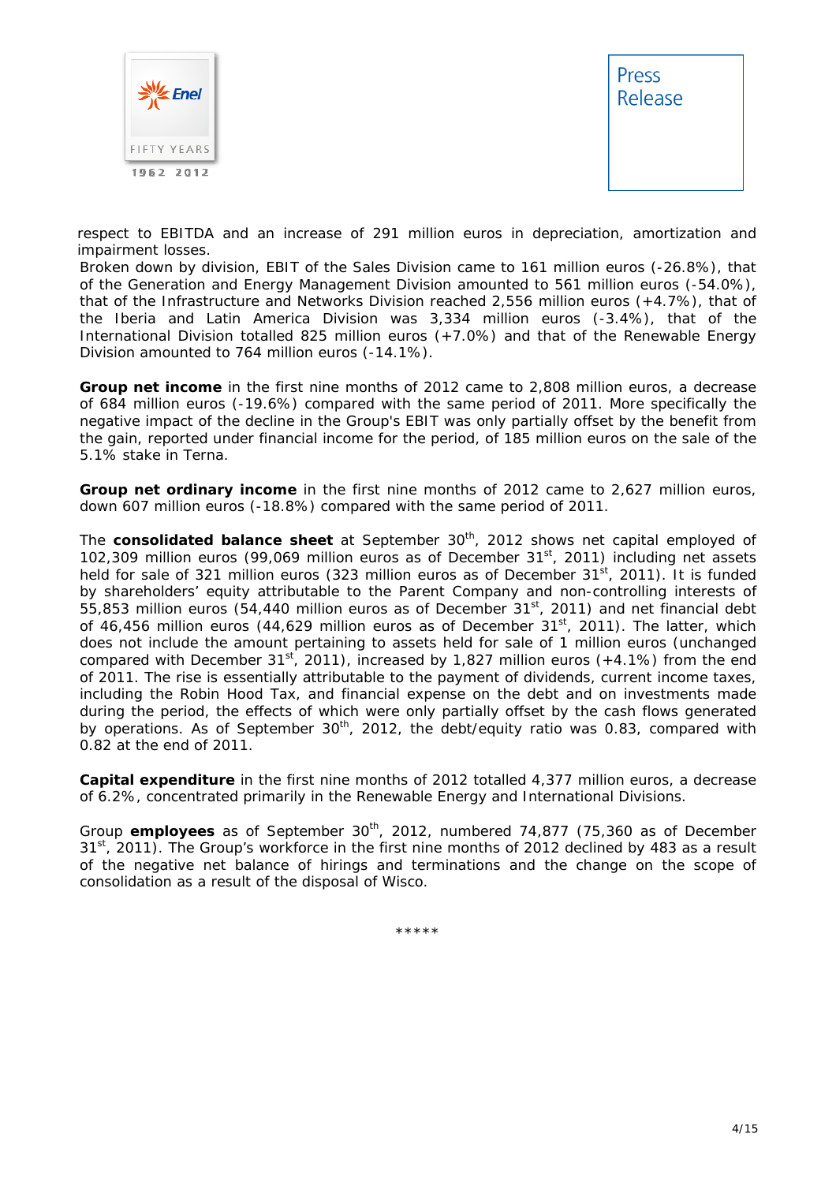respect to EBITDA and an increase of 291 million euros in depreciation, amortization and impairment losses.
Broken down by division, EBIT of the Sales Division came to 161 million euros (-26.8%), that of the Generation and Energy Management Division amounted to 561 million euros (-54.0%), that of the Infrastructure and Networks Division reached 2,556 million euros (+4.7%), that of the Iberia and Latin America Division was 3,334 million euros (-3.4%), that of the International Division totalled 825 million euros (+7.0%) and that of the Renewable Energy Division amounted to 764 million euros (-14.1%).

**Group net income** in the first nine months of 2012 came to 2,808 million euros, a decrease of 684 million euros (-19.6%) compared with the same period of 2011. More specifically the negative impact of the decline in the Group's EBIT was only partially offset by the benefit from the gain, reported under financial income for the period, of 185 million euros on the sale of the 5.1% stake in Terna.

**Group net ordinary income** in the first nine months of 2012 came to 2,627 million euros, down 607 million euros (-18.8%) compared with the same period of 2011.

The **consolidated balance sheet** at September 30th, 2012 shows net capital employed of 102,309 million euros (99,069 million euros as of December 31st, 2011) including net assets held for sale of 321 million euros (323 million euros as of December 31st, 2011). It is funded by shareholders' equity attributable to the Parent Company and non-controlling interests of 55,853 million euros (54,440 million euros as of December 31st, 2011) and net financial debt of 46,456 million euros (44,629 million euros as of December 31st, 2011). The latter, which does not include the amount pertaining to assets held for sale of 1 million euros (unchanged compared with December 31st, 2011), increased by 1,827 million euros (+4.1%) from the end of 2011. The rise is essentially attributable to the payment of dividends, current income taxes, including the Robin Hood Tax, and financial expense on the debt and on investments made during the period, the effects of which were only partially offset by the cash flows generated by operations. As of September 30th, 2012, the debt/equity ratio was 0.83, compared with 0.82 at the end of 2011.

**Capital expenditure** in the first nine months of 2012 totalled 4,377 million euros, a decrease of 6.2%, concentrated primarily in the Renewable Energy and International Divisions.

Group **employees** as of September 30th, 2012, numbered 74,877 (75,360 as of December 31st, 2011). The Group's workforce in the first nine months of 2012 declined by 483 as a result of the negative net balance of hirings and terminations and the change on the scope of consolidation as a result of the disposal of Wisco.

*****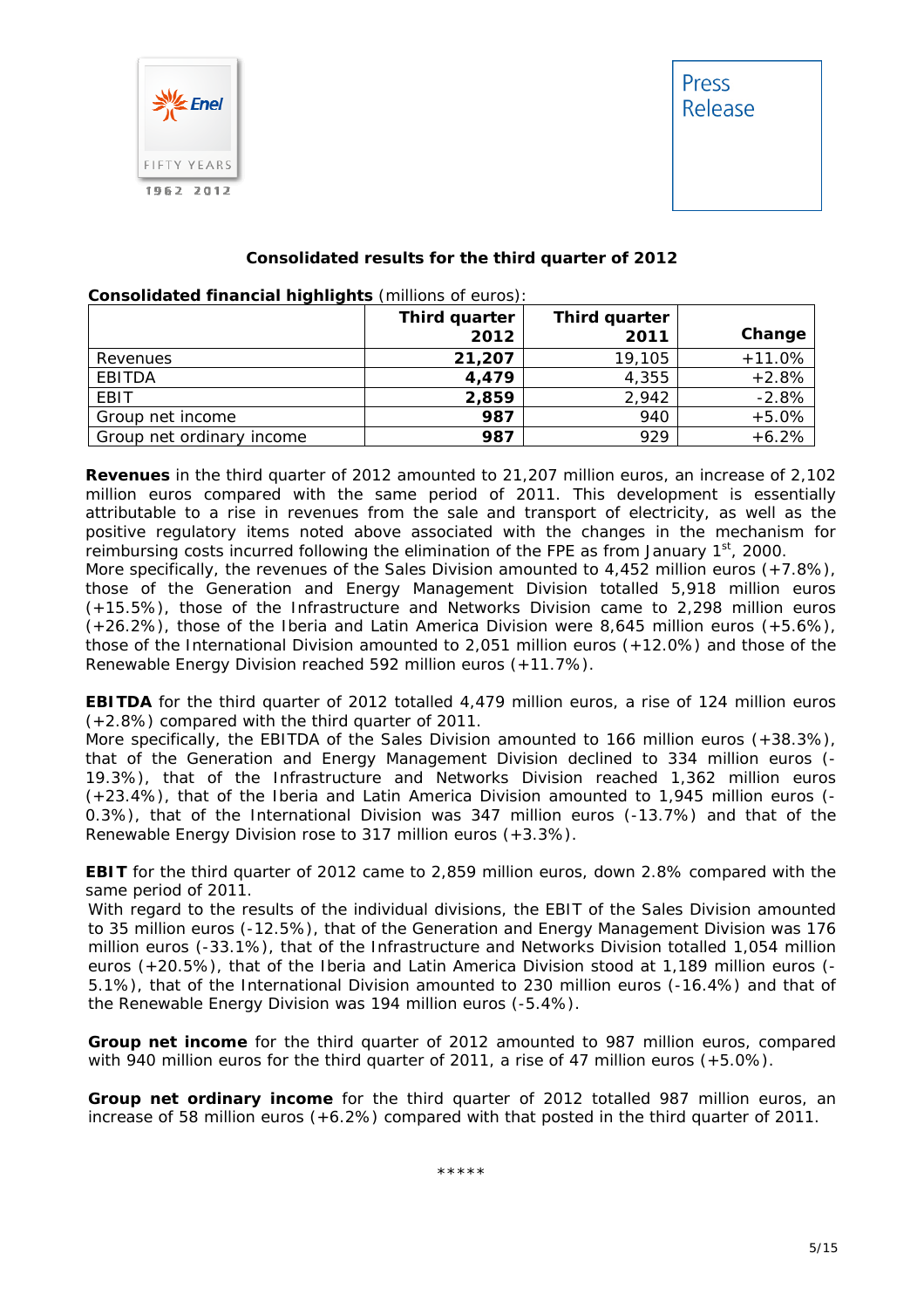### Consolidated results for the third quarter of 2012

**Consolidated financial highlights** (millions of euros):

| | Third quarter 2012 | Third quarter 2011 | Change |
|---|---|---|---|
| Revenues | **21,207** | 19,105 | +11.0% |
| EBITDA | **4,479** | 4,355 | +2.8% |
| EBIT | **2,859** | 2,942 | -2.8% |
| Group net income | **987** | 940 | +5.0% |
| Group net ordinary income | **987** | 929 | +6.2% |

**Revenues** in the third quarter of 2012 amounted to 21,207 million euros, an increase of 2,102 million euros compared with the same period of 2011. This development is essentially attributable to a rise in revenues from the sale and transport of electricity, as well as the positive regulatory items noted above associated with the changes in the mechanism for reimbursing costs incurred following the elimination of the FPE as from January 1st, 2000.
More specifically, the revenues of the Sales Division amounted to 4,452 million euros (+7.8%), those of the Generation and Energy Management Division totalled 5,918 million euros (+15.5%), those of the Infrastructure and Networks Division came to 2,298 million euros (+26.2%), those of the Iberia and Latin America Division were 8,645 million euros (+5.6%), those of the International Division amounted to 2,051 million euros (+12.0%) and those of the Renewable Energy Division reached 592 million euros (+11.7%).

**EBITDA** for the third quarter of 2012 totalled 4,479 million euros, a rise of 124 million euros (+2.8%) compared with the third quarter of 2011.
More specifically, the EBITDA of the Sales Division amounted to 166 million euros (+38.3%), that of the Generation and Energy Management Division declined to 334 million euros (-19.3%), that of the Infrastructure and Networks Division reached 1,362 million euros (+23.4%), that of the Iberia and Latin America Division amounted to 1,945 million euros (-0.3%), that of the International Division was 347 million euros (-13.7%) and that of the Renewable Energy Division rose to 317 million euros (+3.3%).

**EBIT** for the third quarter of 2012 came to 2,859 million euros, down 2.8% compared with the same period of 2011.
With regard to the results of the individual divisions, the EBIT of the Sales Division amounted to 35 million euros (-12.5%), that of the Generation and Energy Management Division was 176 million euros (-33.1%), that of the Infrastructure and Networks Division totalled 1,054 million euros (+20.5%), that of the Iberia and Latin America Division stood at 1,189 million euros (-5.1%), that of the International Division amounted to 230 million euros (-16.4%) and that of the Renewable Energy Division was 194 million euros (-5.4%).

**Group net income** for the third quarter of 2012 amounted to 987 million euros, compared with 940 million euros for the third quarter of 2011, a rise of 47 million euros (+5.0%).

**Group net ordinary income** for the third quarter of 2012 totalled 987 million euros, an increase of 58 million euros (+6.2%) compared with that posted in the third quarter of 2011.

*****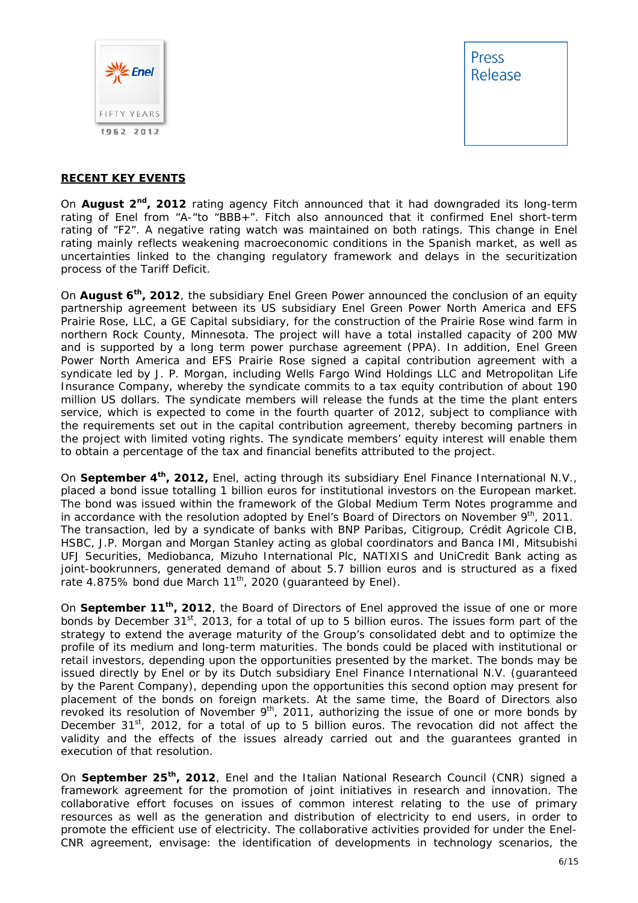## RECENT KEY EVENTS

On **August 2nd, 2012** rating agency Fitch announced that it had downgraded its long-term rating of Enel from "A-"to "BBB+". Fitch also announced that it confirmed Enel short-term rating of "F2". A negative rating watch was maintained on both ratings. This change in Enel rating mainly reflects weakening macroeconomic conditions in the Spanish market, as well as uncertainties linked to the changing regulatory framework and delays in the securitization process of the Tariff Deficit.

On **August 6th, 2012**, the subsidiary Enel Green Power announced the conclusion of an equity partnership agreement between its US subsidiary Enel Green Power North America and EFS Prairie Rose, LLC, a GE Capital subsidiary, for the construction of the Prairie Rose wind farm in northern Rock County, Minnesota. The project will have a total installed capacity of 200 MW and is supported by a long term power purchase agreement (PPA). In addition, Enel Green Power North America and EFS Prairie Rose signed a capital contribution agreement with a syndicate led by J. P. Morgan, including Wells Fargo Wind Holdings LLC and Metropolitan Life Insurance Company, whereby the syndicate commits to a tax equity contribution of about 190 million US dollars. The syndicate members will release the funds at the time the plant enters service, which is expected to come in the fourth quarter of 2012, subject to compliance with the requirements set out in the capital contribution agreement, thereby becoming partners in the project with limited voting rights. The syndicate members' equity interest will enable them to obtain a percentage of the tax and financial benefits attributed to the project.

On **September 4th, 2012,** Enel, acting through its subsidiary Enel Finance International N.V., placed a bond issue totalling 1 billion euros for institutional investors on the European market. The bond was issued within the framework of the Global Medium Term Notes programme and in accordance with the resolution adopted by Enel's Board of Directors on November 9th, 2011. The transaction, led by a syndicate of banks with BNP Paribas, Citigroup, Crédit Agricole CIB, HSBC, J.P. Morgan and Morgan Stanley acting as global coordinators and Banca IMI, Mitsubishi UFJ Securities, Mediobanca, Mizuho International Plc, NATIXIS and UniCredit Bank acting as joint-bookrunners, generated demand of about 5.7 billion euros and is structured as a fixed rate 4.875% bond due March 11th, 2020 (guaranteed by Enel).

On **September 11th, 2012**, the Board of Directors of Enel approved the issue of one or more bonds by December 31st, 2013, for a total of up to 5 billion euros. The issues form part of the strategy to extend the average maturity of the Group's consolidated debt and to optimize the profile of its medium and long-term maturities. The bonds could be placed with institutional or retail investors, depending upon the opportunities presented by the market. The bonds may be issued directly by Enel or by its Dutch subsidiary Enel Finance International N.V. (guaranteed by the Parent Company), depending upon the opportunities this second option may present for placement of the bonds on foreign markets. At the same time, the Board of Directors also revoked its resolution of November 9th, 2011, authorizing the issue of one or more bonds by December 31st, 2012, for a total of up to 5 billion euros. The revocation did not affect the validity and the effects of the issues already carried out and the guarantees granted in execution of that resolution.

On **September 25th, 2012**, Enel and the Italian National Research Council (CNR) signed a framework agreement for the promotion of joint initiatives in research and innovation. The collaborative effort focuses on issues of common interest relating to the use of primary resources as well as the generation and distribution of electricity to end users, in order to promote the efficient use of electricity. The collaborative activities provided for under the Enel-CNR agreement, envisage: the identification of developments in technology scenarios, the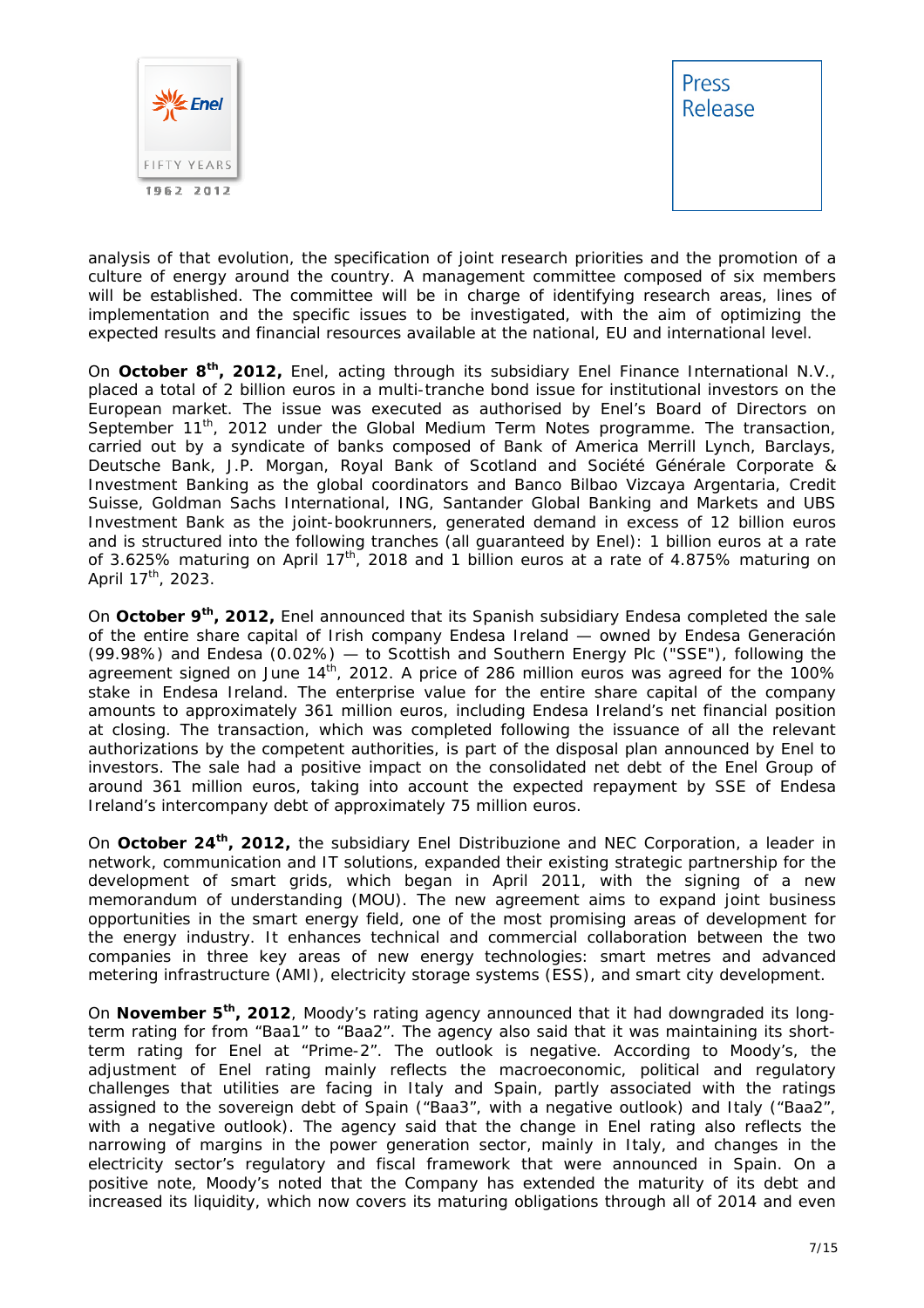analysis of that evolution, the specification of joint research priorities and the promotion of a culture of energy around the country. A management committee composed of six members will be established. The committee will be in charge of identifying research areas, lines of implementation and the specific issues to be investigated, with the aim of optimizing the expected results and financial resources available at the national, EU and international level.

On **October 8th, 2012,** Enel, acting through its subsidiary Enel Finance International N.V., placed a total of 2 billion euros in a multi-tranche bond issue for institutional investors on the European market. The issue was executed as authorised by Enel's Board of Directors on September 11th, 2012 under the Global Medium Term Notes programme. The transaction, carried out by a syndicate of banks composed of Bank of America Merrill Lynch, Barclays, Deutsche Bank, J.P. Morgan, Royal Bank of Scotland and Société Générale Corporate & Investment Banking as the global coordinators and Banco Bilbao Vizcaya Argentaria, Credit Suisse, Goldman Sachs International, ING, Santander Global Banking and Markets and UBS Investment Bank as the joint-bookrunners, generated demand in excess of 12 billion euros and is structured into the following tranches (all guaranteed by Enel): 1 billion euros at a rate of 3.625% maturing on April 17th, 2018 and 1 billion euros at a rate of 4.875% maturing on April 17th, 2023.

On **October 9th, 2012,** Enel announced that its Spanish subsidiary Endesa completed the sale of the entire share capital of Irish company Endesa Ireland — owned by Endesa Generación (99.98%) and Endesa (0.02%) — to Scottish and Southern Energy Plc ("SSE"), following the agreement signed on June 14th, 2012. A price of 286 million euros was agreed for the 100% stake in Endesa Ireland. The enterprise value for the entire share capital of the company amounts to approximately 361 million euros, including Endesa Ireland's net financial position at closing. The transaction, which was completed following the issuance of all the relevant authorizations by the competent authorities, is part of the disposal plan announced by Enel to investors. The sale had a positive impact on the consolidated net debt of the Enel Group of around 361 million euros, taking into account the expected repayment by SSE of Endesa Ireland's intercompany debt of approximately 75 million euros.

On **October 24th, 2012,** the subsidiary Enel Distribuzione and NEC Corporation, a leader in network, communication and IT solutions, expanded their existing strategic partnership for the development of smart grids, which began in April 2011, with the signing of a new memorandum of understanding (MOU). The new agreement aims to expand joint business opportunities in the smart energy field, one of the most promising areas of development for the energy industry. It enhances technical and commercial collaboration between the two companies in three key areas of new energy technologies: smart metres and advanced metering infrastructure (AMI), electricity storage systems (ESS), and smart city development.

On **November 5th, 2012**, Moody's rating agency announced that it had downgraded its long-term rating for from "Baa1" to "Baa2". The agency also said that it was maintaining its short-term rating for Enel at "Prime-2". The outlook is negative. According to Moody's, the adjustment of Enel rating mainly reflects the macroeconomic, political and regulatory challenges that utilities are facing in Italy and Spain, partly associated with the ratings assigned to the sovereign debt of Spain ("Baa3", with a negative outlook) and Italy ("Baa2", with a negative outlook). The agency said that the change in Enel rating also reflects the narrowing of margins in the power generation sector, mainly in Italy, and changes in the electricity sector's regulatory and fiscal framework that were announced in Spain. On a positive note, Moody's noted that the Company has extended the maturity of its debt and increased its liquidity, which now covers its maturing obligations through all of 2014 and even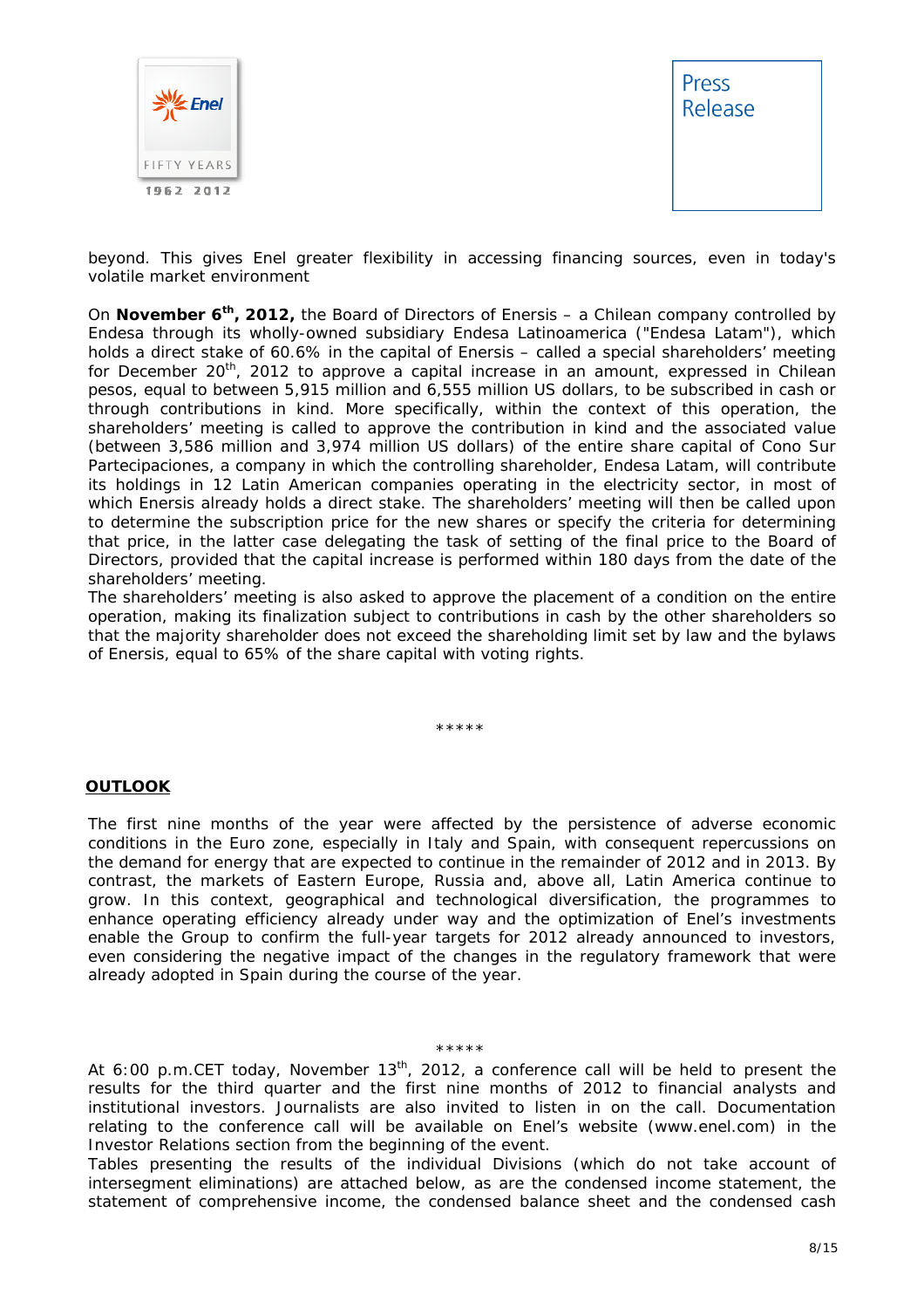beyond. This gives Enel greater flexibility in accessing financing sources, even in today's volatile market environment

On **November 6th, 2012,** the Board of Directors of Enersis – a Chilean company controlled by Endesa through its wholly-owned subsidiary Endesa Latinoamerica ("Endesa Latam"), which holds a direct stake of 60.6% in the capital of Enersis – called a special shareholders' meeting for December 20th, 2012 to approve a capital increase in an amount, expressed in Chilean pesos, equal to between 5,915 million and 6,555 million US dollars, to be subscribed in cash or through contributions in kind. More specifically, within the context of this operation, the shareholders' meeting is called to approve the contribution in kind and the associated value (between 3,586 million and 3,974 million US dollars) of the entire share capital of Cono Sur Partecipaciones, a company in which the controlling shareholder, Endesa Latam, will contribute its holdings in 12 Latin American companies operating in the electricity sector, in most of which Enersis already holds a direct stake. The shareholders' meeting will then be called upon to determine the subscription price for the new shares or specify the criteria for determining that price, in the latter case delegating the task of setting of the final price to the Board of Directors, provided that the capital increase is performed within 180 days from the date of the shareholders' meeting.
The shareholders' meeting is also asked to approve the placement of a condition on the entire operation, making its finalization subject to contributions in cash by the other shareholders so that the majority shareholder does not exceed the shareholding limit set by law and the bylaws of Enersis, equal to 65% of the share capital with voting rights.

*****

## OUTLOOK

The first nine months of the year were affected by the persistence of adverse economic conditions in the Euro zone, especially in Italy and Spain, with consequent repercussions on the demand for energy that are expected to continue in the remainder of 2012 and in 2013. By contrast, the markets of Eastern Europe, Russia and, above all, Latin America continue to grow. In this context, geographical and technological diversification, the programmes to enhance operating efficiency already under way and the optimization of Enel's investments enable the Group to confirm the full-year targets for 2012 already announced to investors, even considering the negative impact of the changes in the regulatory framework that were already adopted in Spain during the course of the year.

*****

At 6:00 p.m.CET today, November 13th, 2012, a conference call will be held to present the results for the third quarter and the first nine months of 2012 to financial analysts and institutional investors. Journalists are also invited to listen in on the call. Documentation relating to the conference call will be available on Enel's website (www.enel.com) in the Investor Relations section from the beginning of the event.
Tables presenting the results of the individual Divisions (which do not take account of intersegment eliminations) are attached below, as are the condensed income statement, the statement of comprehensive income, the condensed balance sheet and the condensed cash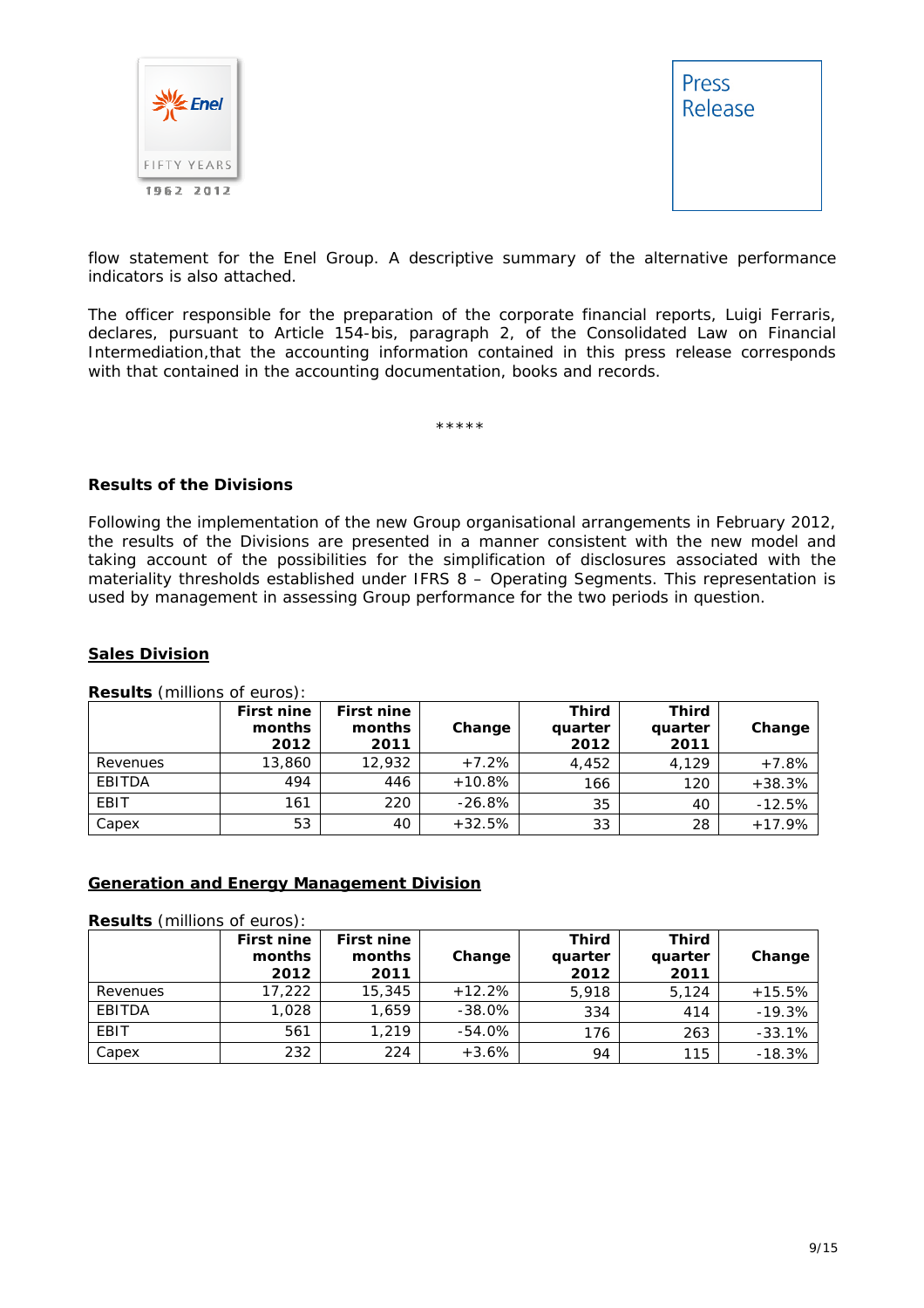flow statement for the Enel Group. A descriptive summary of the alternative performance indicators is also attached.

The officer responsible for the preparation of the corporate financial reports, Luigi Ferraris, declares, pursuant to Article 154-bis, paragraph 2, of the Consolidated Law on Financial Intermediation,that the accounting information contained in this press release corresponds with that contained in the accounting documentation, books and records.

*****

**Results of the Divisions**

Following the implementation of the new Group organisational arrangements in February 2012, the results of the Divisions are presented in a manner consistent with the new model and taking account of the possibilities for the simplification of disclosures associated with the materiality thresholds established under IFRS 8 – Operating Segments. This representation is used by management in assessing Group performance for the two periods in question.

## <u>Sales Division</u>

**Results** (millions of euros):

| | First nine months 2012 | First nine months 2011 | Change | Third quarter 2012 | Third quarter 2011 | Change |
|---|---|---|---|---|---|---|
| Revenues | 13,860 | 12,932 | +7.2% | 4,452 | 4,129 | +7.8% |
| EBITDA | 494 | 446 | +10.8% | 166 | 120 | +38.3% |
| EBIT | 161 | 220 | -26.8% | 35 | 40 | -12.5% |
| Capex | 53 | 40 | +32.5% | 33 | 28 | +17.9% |

## <u>Generation and Energy Management Division</u>

**Results** (millions of euros):

| | First nine months 2012 | First nine months 2011 | Change | Third quarter 2012 | Third quarter 2011 | Change |
|---|---|---|---|---|---|---|
| Revenues | 17,222 | 15,345 | +12.2% | 5,918 | 5,124 | +15.5% |
| EBITDA | 1,028 | 1,659 | -38.0% | 334 | 414 | -19.3% |
| EBIT | 561 | 1,219 | -54.0% | 176 | 263 | -33.1% |
| Capex | 232 | 224 | +3.6% | 94 | 115 | -18.3% |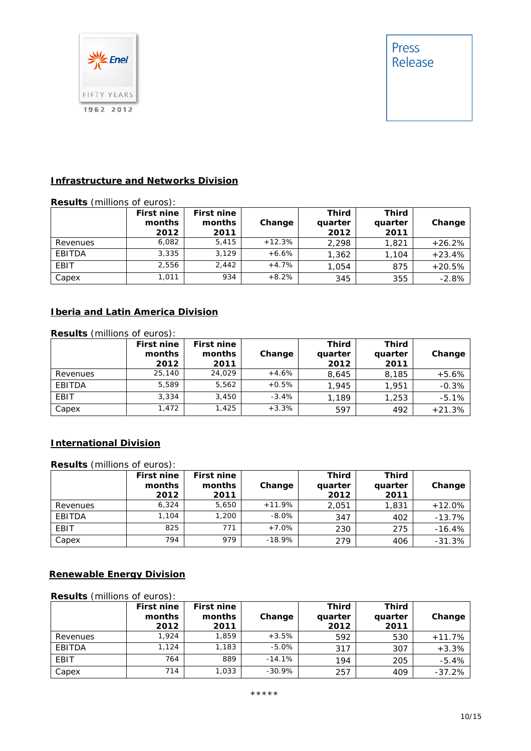## Infrastructure and Networks Division

**Results** (millions of euros):

| | First nine months 2012 | First nine months 2011 | Change | Third quarter 2012 | Third quarter 2011 | Change |
|---|---|---|---|---|---|---|
| Revenues | 6,082 | 5,415 | +12.3% | 2,298 | 1,821 | +26.2% |
| EBITDA | 3,335 | 3,129 | +6.6% | 1,362 | 1,104 | +23.4% |
| EBIT | 2,556 | 2,442 | +4.7% | 1,054 | 875 | +20.5% |
| Capex | 1,011 | 934 | +8.2% | 345 | 355 | -2.8% |

## Iberia and Latin America Division

**Results** (millions of euros):

| | First nine months 2012 | First nine months 2011 | Change | Third quarter 2012 | Third quarter 2011 | Change |
|---|---|---|---|---|---|---|
| Revenues | 25,140 | 24,029 | +4.6% | 8,645 | 8,185 | +5.6% |
| EBITDA | 5,589 | 5,562 | +0.5% | 1,945 | 1,951 | -0.3% |
| EBIT | 3,334 | 3,450 | -3.4% | 1,189 | 1,253 | -5.1% |
| Capex | 1,472 | 1,425 | +3.3% | 597 | 492 | +21.3% |

## International Division

**Results** (millions of euros):

| | First nine months 2012 | First nine months 2011 | Change | Third quarter 2012 | Third quarter 2011 | Change |
|---|---|---|---|---|---|---|
| Revenues | 6,324 | 5,650 | +11.9% | 2,051 | 1,831 | +12.0% |
| EBITDA | 1,104 | 1,200 | -8.0% | 347 | 402 | -13.7% |
| EBIT | 825 | 771 | +7.0% | 230 | 275 | -16.4% |
| Capex | 794 | 979 | -18.9% | 279 | 406 | -31.3% |

## Renewable Energy Division

**Results** (millions of euros):

| | First nine months 2012 | First nine months 2011 | Change | Third quarter 2012 | Third quarter 2011 | Change |
|---|---|---|---|---|---|---|
| Revenues | 1,924 | 1,859 | +3.5% | 592 | 530 | +11.7% |
| EBITDA | 1,124 | 1,183 | -5.0% | 317 | 307 | +3.3% |
| EBIT | 764 | 889 | -14.1% | 194 | 205 | -5.4% |
| Capex | 714 | 1,033 | -30.9% | 257 | 409 | -37.2% |

*****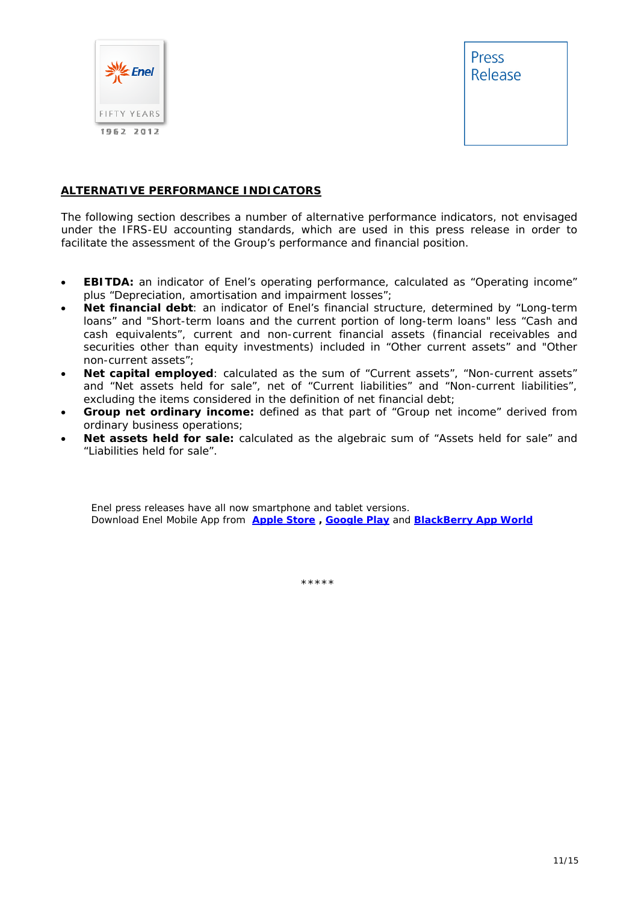## ALTERNATIVE PERFORMANCE INDICATORS

The following section describes a number of alternative performance indicators, not envisaged under the IFRS-EU accounting standards, which are used in this press release in order to facilitate the assessment of the Group's performance and financial position.

- **EBITDA:** an indicator of Enel's operating performance, calculated as "Operating income" plus "Depreciation, amortisation and impairment losses";
- **Net financial debt**: an indicator of Enel's financial structure, determined by "Long-term loans" and "Short-term loans and the current portion of long-term loans" less "Cash and cash equivalents", current and non-current financial assets (financial receivables and securities other than equity investments) included in "Other current assets" and "Other non-current assets";
- **Net capital employed**: calculated as the sum of "Current assets", "Non-current assets" and "Net assets held for sale", net of "Current liabilities" and "Non-current liabilities", excluding the items considered in the definition of net financial debt;
- **Group net ordinary income:** defined as that part of "Group net income" derived from ordinary business operations;
- **Net assets held for sale:** calculated as the algebraic sum of "Assets held for sale" and "Liabilities held for sale".

Enel press releases have all now smartphone and tablet versions.
Download Enel Mobile App from **Apple Store** , **Google Play** and **BlackBerry App World**

*****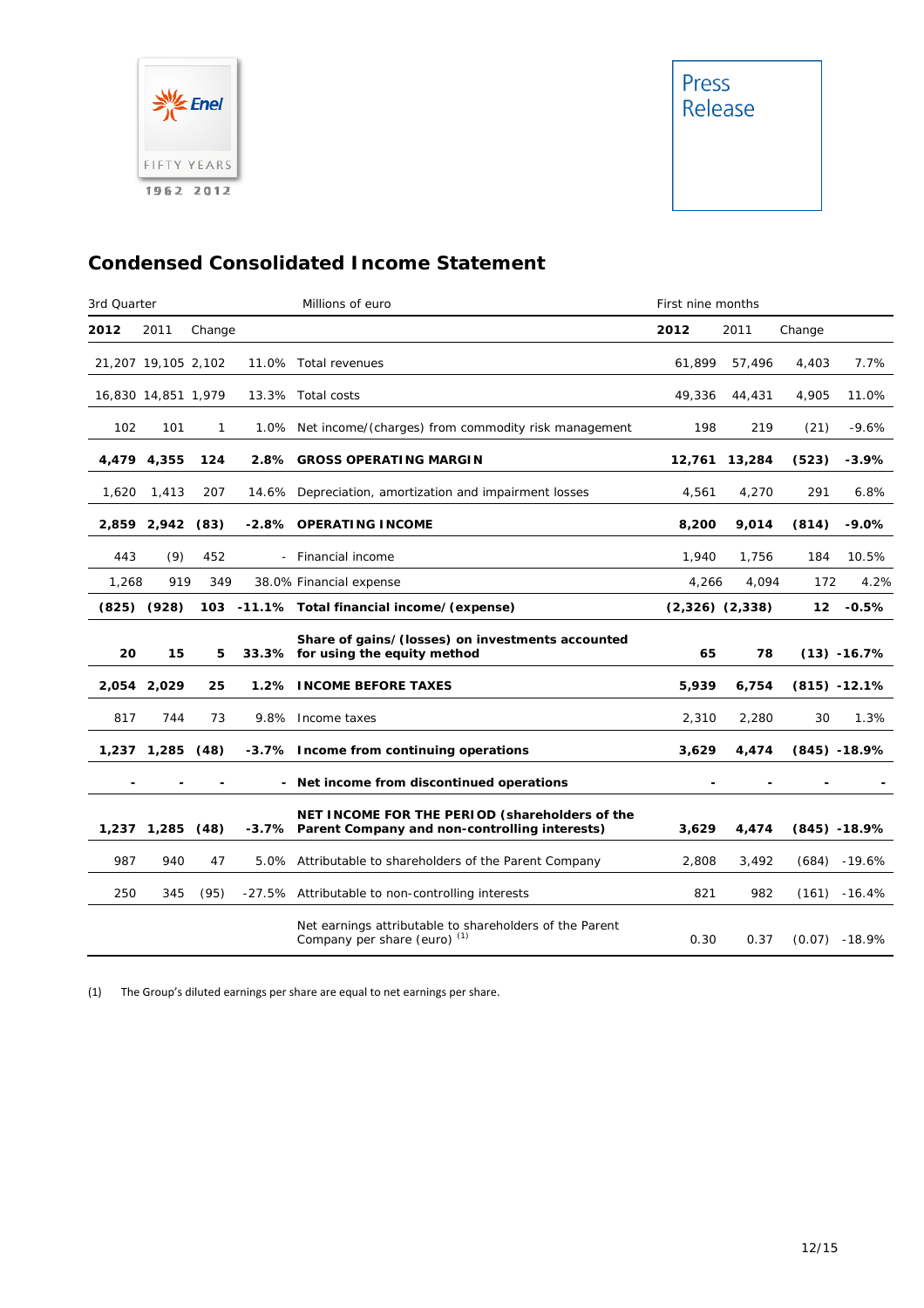# Condensed Consolidated Income Statement

| 3rd Quarter | | | | Millions of euro | First nine months | | | |
|---|---|---|---|---|---|---|---|---|
| **2012** | 2011 | Change | | | **2012** | 2011 | Change | |
| 21,207 | 19,105 | 2,102 | 11.0% | Total revenues | 61,899 | 57,496 | 4,403 | 7.7% |
| 16,830 | 14,851 | 1,979 | 13.3% | Total costs | 49,336 | 44,431 | 4,905 | 11.0% |
| 102 | 101 | 1 | 1.0% | Net income/(charges) from commodity risk management | 198 | 219 | (21) | -9.6% |
| **4,479** | **4,355** | **124** | **2.8%** | **GROSS OPERATING MARGIN** | **12,761** | **13,284** | **(523)** | **-3.9%** |
| 1,620 | 1,413 | 207 | 14.6% | Depreciation, amortization and impairment losses | 4,561 | 4,270 | 291 | 6.8% |
| **2,859** | **2,942** | **(83)** | **-2.8%** | **OPERATING INCOME** | **8,200** | **9,014** | **(814)** | **-9.0%** |
| 443 | (9) | 452 | - | Financial income | 1,940 | 1,756 | 184 | 10.5% |
| 1,268 | 919 | 349 | 38.0% | Financial expense | 4,266 | 4,094 | 172 | 4.2% |
| **(825)** | **(928)** | **103** | **-11.1%** | **Total financial income/(expense)** | **(2,326)** | **(2,338)** | **12** | **-0.5%** |
| **20** | **15** | **5** | **33.3%** | **Share of gains/(losses) on investments accounted for using the equity method** | **65** | **78** | **(13)** | **-16.7%** |
| **2,054** | **2,029** | **25** | **1.2%** | **INCOME BEFORE TAXES** | **5,939** | **6,754** | **(815)** | **-12.1%** |
| 817 | 744 | 73 | 9.8% | Income taxes | 2,310 | 2,280 | 30 | 1.3% |
| **1,237** | **1,285** | **(48)** | **-3.7%** | **Income from continuing operations** | **3,629** | **4,474** | **(845)** | **-18.9%** |
| **-** | **-** | **-** | **-** | **Net income from discontinued operations** | **-** | **-** | **-** | **-** |
| **1,237** | **1,285** | **(48)** | **-3.7%** | **NET INCOME FOR THE PERIOD (shareholders of the Parent Company and non-controlling interests)** | **3,629** | **4,474** | **(845)** | **-18.9%** |
| 987 | 940 | 47 | 5.0% | Attributable to shareholders of the Parent Company | 2,808 | 3,492 | (684) | -19.6% |
| 250 | 345 | (95) | -27.5% | Attributable to non-controlling interests | 821 | 982 | (161) | -16.4% |
| | | | | Net earnings attributable to shareholders of the Parent Company per share (euro) [1] | 0.30 | 0.37 | (0.07) | -18.9% |

(1) The Group's diluted earnings per share are equal to net earnings per share.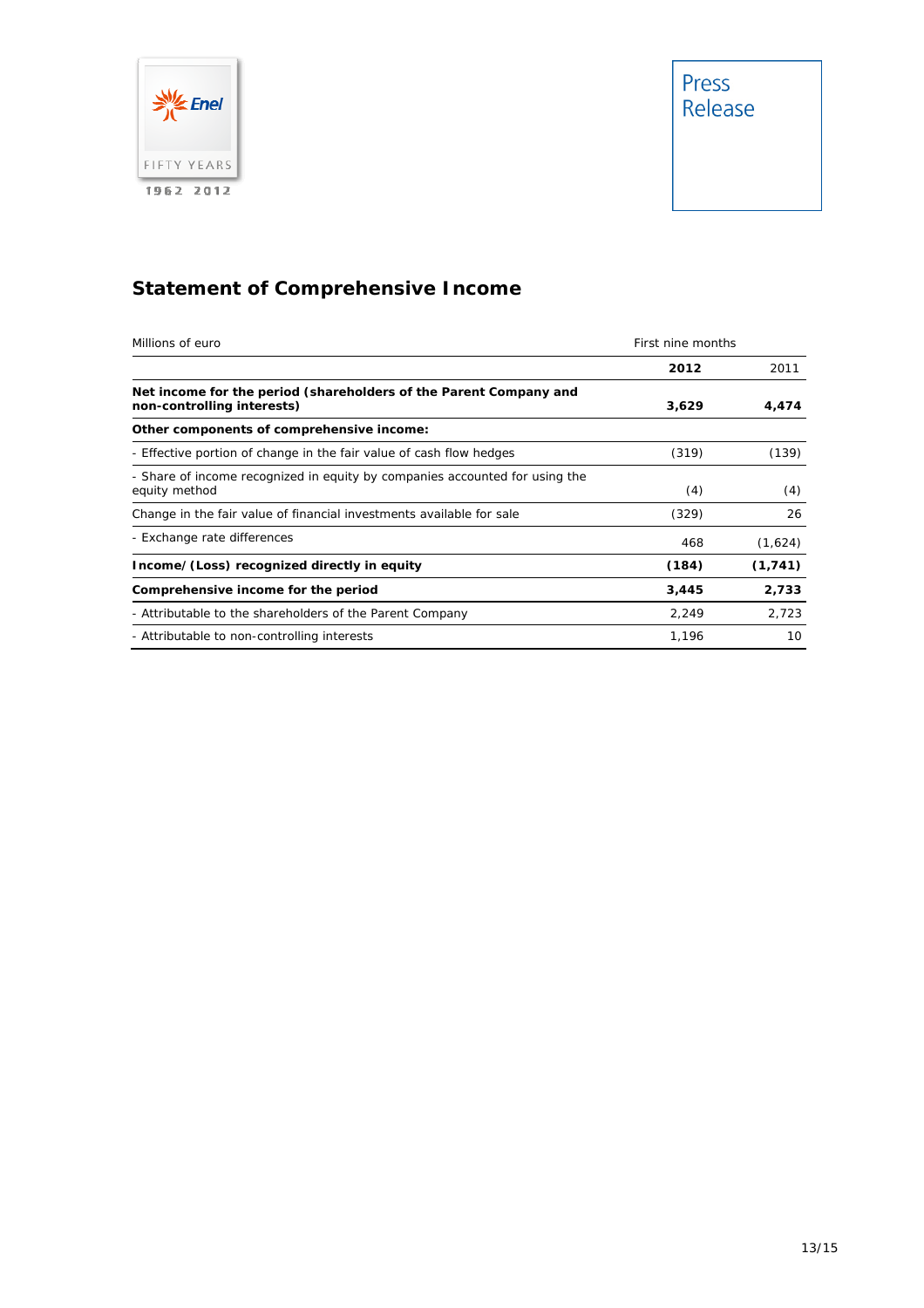## Statement of Comprehensive Income

| Millions of euro | First nine months | |
|---|---|---|
| | **2012** | 2011 |
| **Net income for the period (shareholders of the Parent Company and non-controlling interests)** | **3,629** | **4,474** |
| **Other components of comprehensive income:** | | |
| - Effective portion of change in the fair value of cash flow hedges | (319) | (139) |
| - Share of income recognized in equity by companies accounted for using the equity method | (4) | (4) |
| Change in the fair value of financial investments available for sale | (329) | 26 |
| - Exchange rate differences | 468 | (1,624) |
| **Income/(Loss) recognized directly in equity** | **(184)** | **(1,741)** |
| **Comprehensive income for the period** | **3,445** | **2,733** |
| - Attributable to the shareholders of the Parent Company | 2,249 | 2,723 |
| - Attributable to non-controlling interests | 1,196 | 10 |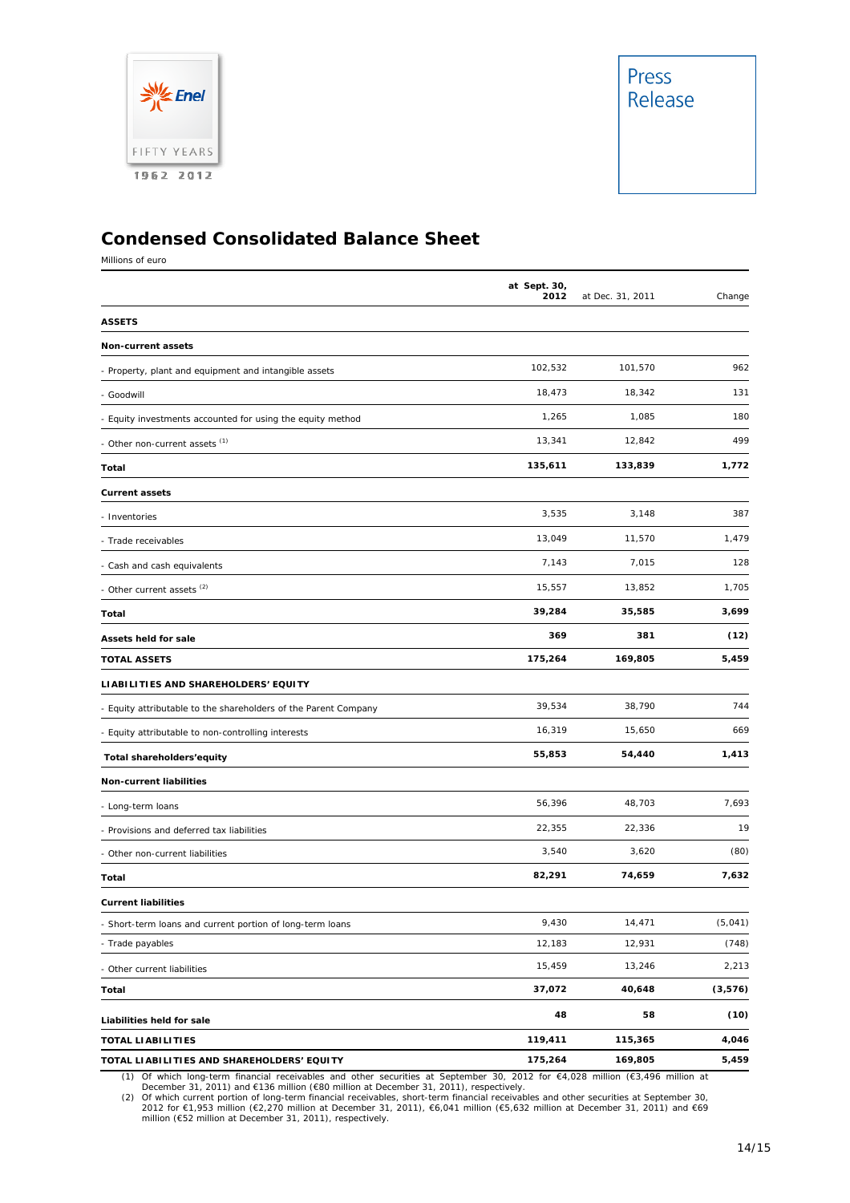## Condensed Consolidated Balance Sheet

Millions of euro

| | at Sept. 30, 2012 | at Dec. 31, 2011 | Change |
|---|---|---|---|
| **ASSETS** | | | |
| **Non-current assets** | | | |
| - Property, plant and equipment and intangible assets | 102,532 | 101,570 | 962 |
| - Goodwill | 18,473 | 18,342 | 131 |
| - Equity investments accounted for using the equity method | 1,265 | 1,085 | 180 |
| - Other non-current assets [(1)] | 13,341 | 12,842 | 499 |
| **Total** | **135,611** | **133,839** | **1,772** |
| **Current assets** | | | |
| - Inventories | 3,535 | 3,148 | 387 |
| - Trade receivables | 13,049 | 11,570 | 1,479 |
| - Cash and cash equivalents | 7,143 | 7,015 | 128 |
| - Other current assets [(2)] | 15,557 | 13,852 | 1,705 |
| **Total** | **39,284** | **35,585** | **3,699** |
| **Assets held for sale** | **369** | **381** | **(12)** |
| **TOTAL ASSETS** | **175,264** | **169,805** | **5,459** |
| **LIABILITIES AND SHAREHOLDERS' EQUITY** | | | |
| - Equity attributable to the shareholders of the Parent Company | 39,534 | 38,790 | 744 |
| - Equity attributable to non-controlling interests | 16,319 | 15,650 | 669 |
| **Total shareholders'equity** | **55,853** | **54,440** | **1,413** |
| **Non-current liabilities** | | | |
| - Long-term loans | 56,396 | 48,703 | 7,693 |
| - Provisions and deferred tax liabilities | 22,355 | 22,336 | 19 |
| - Other non-current liabilities | 3,540 | 3,620 | (80) |
| **Total** | **82,291** | **74,659** | **7,632** |
| **Current liabilities** | | | |
| - Short-term loans and current portion of long-term loans | 9,430 | 14,471 | (5,041) |
| - Trade payables | 12,183 | 12,931 | (748) |
| - Other current liabilities | 15,459 | 13,246 | 2,213 |
| **Total** | **37,072** | **40,648** | **(3,576)** |
| **Liabilities held for sale** | **48** | **58** | **(10)** |
| **TOTAL LIABILITIES** | **119,411** | **115,365** | **4,046** |
| **TOTAL LIABILITIES AND SHAREHOLDERS' EQUITY** | **175,264** | **169,805** | **5,459** |

(1) Of which long-term financial receivables and other securities at September 30, 2012 for €4,028 million (€3,496 million at December 31, 2011) and €136 million (€80 million at December 31, 2011), respectively.

(2) Of which current portion of long-term financial receivables, short-term financial receivables and other securities at September 30, 2012 for €1,953 million (€2,270 million at December 31, 2011), €6,041 million (€5,632 million at December 31, 2011) and €69 million (€52 million at December 31, 2011), respectively.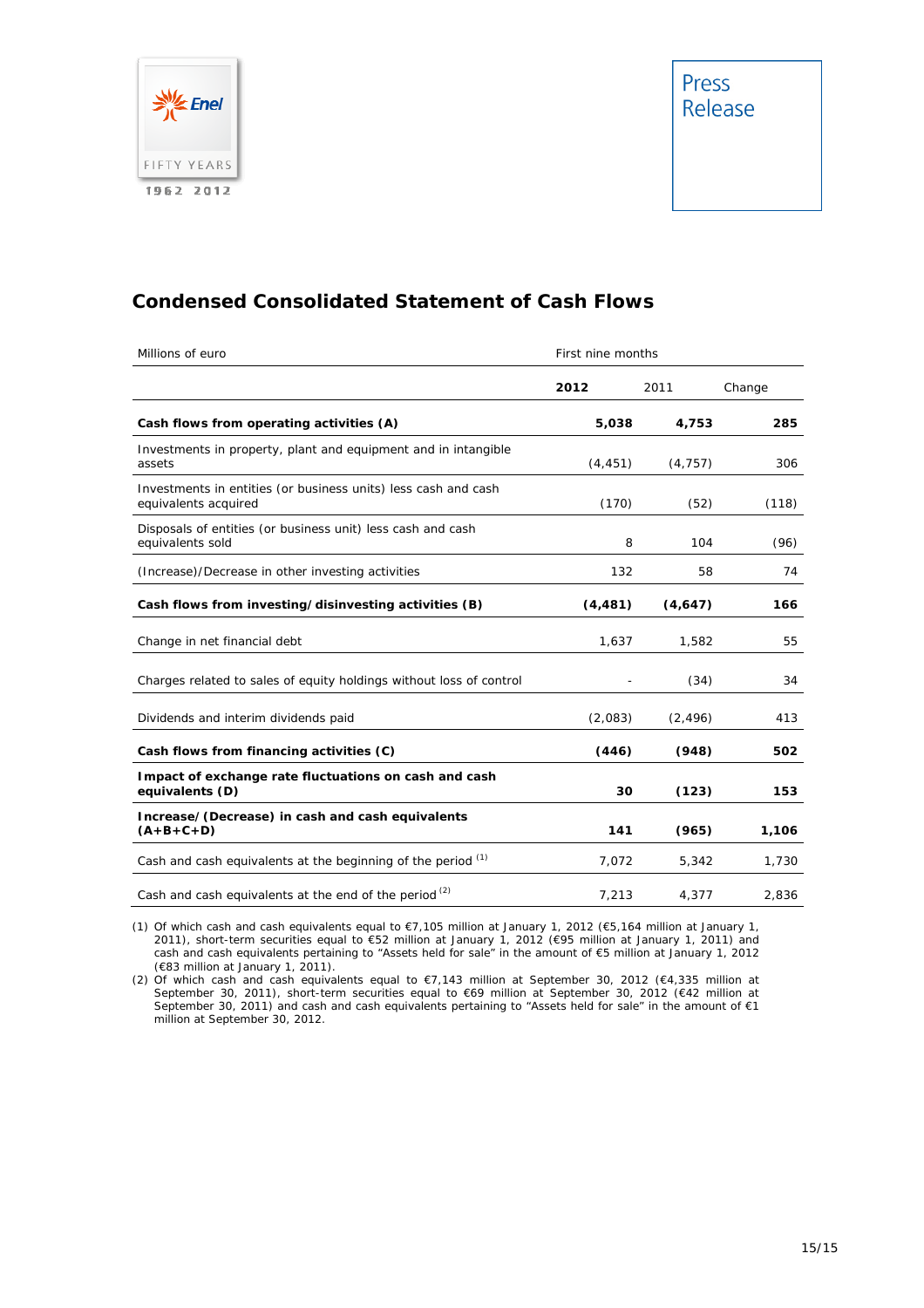# Condensed Consolidated Statement of Cash Flows

| Millions of euro | First nine months | | |
|---|---|---|---|
| | **2012** | 2011 | Change |
| **Cash flows from operating activities (A)** | **5,038** | **4,753** | **285** |
| Investments in property, plant and equipment and in intangible assets | (4,451) | (4,757) | 306 |
| Investments in entities (or business units) less cash and cash equivalents acquired | (170) | (52) | (118) |
| Disposals of entities (or business unit) less cash and cash equivalents sold | 8 | 104 | (96) |
| (Increase)/Decrease in other investing activities | 132 | 58 | 74 |
| **Cash flows from investing/disinvesting activities (B)** | **(4,481)** | **(4,647)** | **166** |
| Change in net financial debt | 1,637 | 1,582 | 55 |
| Charges related to sales of equity holdings without loss of control | - | (34) | 34 |
| Dividends and interim dividends paid | (2,083) | (2,496) | 413 |
| **Cash flows from financing activities (C)** | **(446)** | **(948)** | **502** |
| **Impact of exchange rate fluctuations on cash and cash equivalents (D)** | **30** | **(123)** | **153** |
| **Increase/(Decrease) in cash and cash equivalents (A+B+C+D)** | **141** | **(965)** | **1,106** |
| Cash and cash equivalents at the beginning of the period [1] | 7,072 | 5,342 | 1,730 |
| Cash and cash equivalents at the end of the period [2] | 7,213 | 4,377 | 2,836 |

(1) Of which cash and cash equivalents equal to €7,105 million at January 1, 2012 (€5,164 million at January 1, 2011), short-term securities equal to €52 million at January 1, 2012 (€95 million at January 1, 2011) and cash and cash equivalents pertaining to "Assets held for sale" in the amount of €5 million at January 1, 2012 (€83 million at January 1, 2011).

(2) Of which cash and cash equivalents equal to €7,143 million at September 30, 2012 (€4,335 million at September 30, 2011), short-term securities equal to €69 million at September 30, 2012 (€42 million at September 30, 2011) and cash and cash equivalents pertaining to "Assets held for sale" in the amount of €1 million at September 30, 2012.